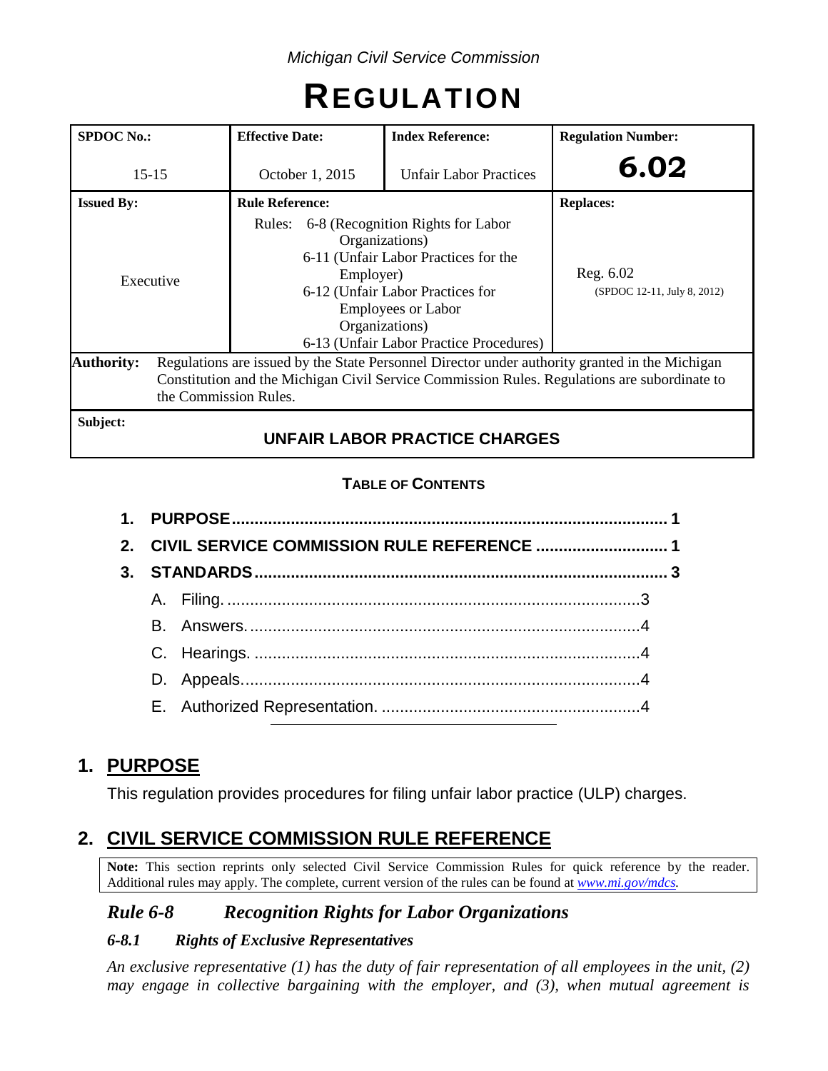*Michigan Civil Service Commission*

# REGULATION

| SPDOC No.: | Effective Date: | Index Reference: | Regulation Number: |
|---|---|---|---|
| 15-15 | October 1, 2015 | Unfair Labor Practices | **6.02** |
| **Issued By:** | **Rule Reference:** | | **Replaces:** |
| Executive | Rules: 6-8 (Recognition Rights for Labor Organizations)<br>6-11 (Unfair Labor Practices for the Employer)<br>6-12 (Unfair Labor Practices for Employees or Labor Organizations)<br>6-13 (Unfair Labor Practice Procedures) | | Reg. 6.02<br>(SPDOC 12-11, July 8, 2012) |

**Authority:** Regulations are issued by the State Personnel Director under authority granted in the Michigan Constitution and the Michigan Civil Service Commission Rules. Regulations are subordinate to the Commission Rules.

**Subject:**

**UNFAIR LABOR PRACTICE CHARGES**

**TABLE OF CONTENTS**

1. PURPOSE ........ 1
2. CIVIL SERVICE COMMISSION RULE REFERENCE ........ 1
3. STANDARDS ........ 3
   - A. Filing. ........ 3
   - B. Answers. ........ 4
   - C. Hearings. ........ 4
   - D. Appeals. ........ 4
   - E. Authorized Representation. ........ 4

## 1. PURPOSE

This regulation provides procedures for filing unfair labor practice (ULP) charges.

## 2. CIVIL SERVICE COMMISSION RULE REFERENCE

**Note:** This section reprints only selected Civil Service Commission Rules for quick reference by the reader. Additional rules may apply. The complete, current version of the rules can be found at *www.mi.gov/mdcs.*

### *Rule 6-8 Recognition Rights for Labor Organizations*

#### *6-8.1 Rights of Exclusive Representatives*

*An exclusive representative (1) has the duty of fair representation of all employees in the unit, (2) may engage in collective bargaining with the employer, and (3), when mutual agreement is*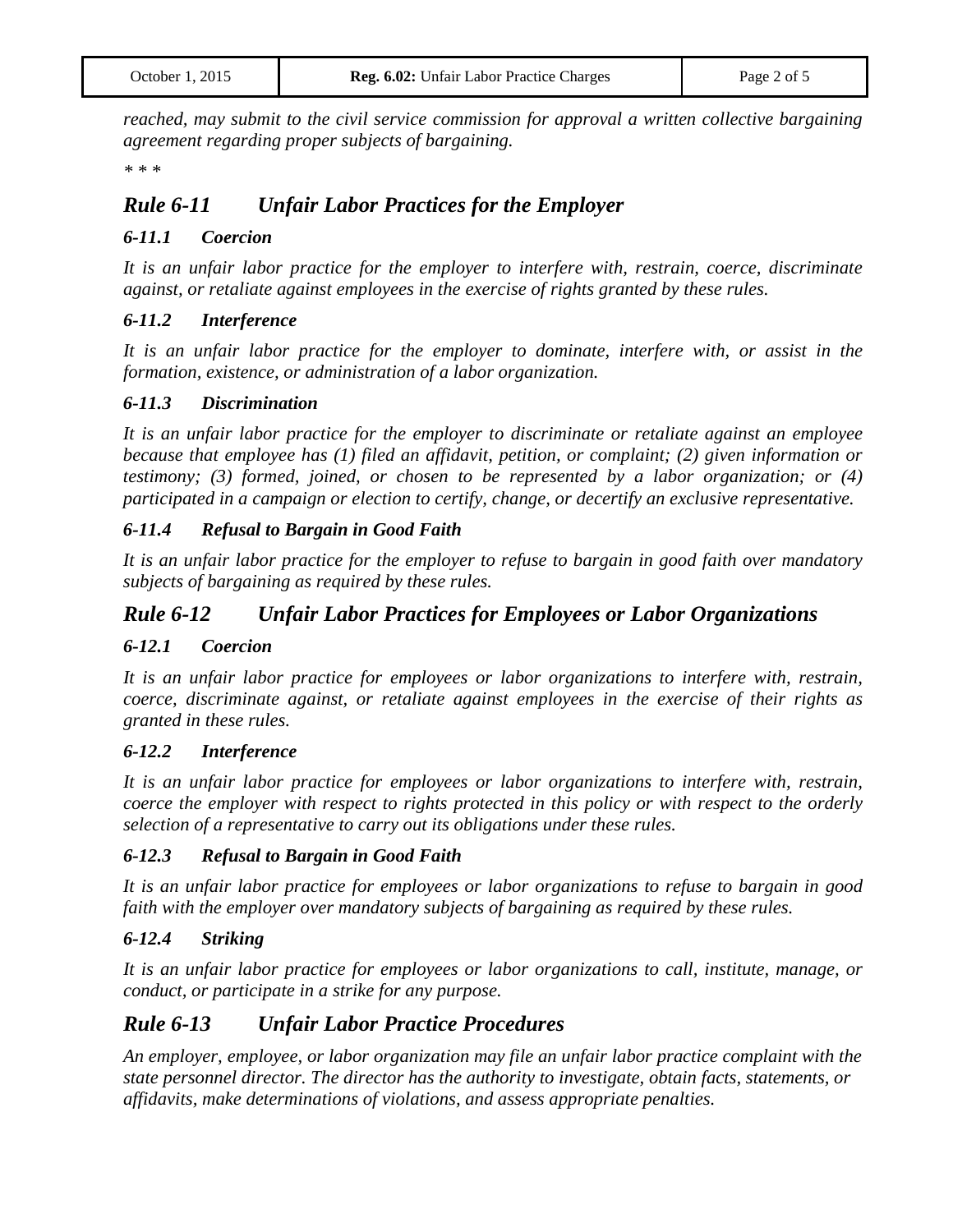*reached, may submit to the civil service commission for approval a written collective bargaining agreement regarding proper subjects of bargaining.*

*\* \* \**

## *Rule 6-11 Unfair Labor Practices for the Employer*

### *6-11.1 Coercion*

*It is an unfair labor practice for the employer to interfere with, restrain, coerce, discriminate against, or retaliate against employees in the exercise of rights granted by these rules.*

### *6-11.2 Interference*

*It is an unfair labor practice for the employer to dominate, interfere with, or assist in the formation, existence, or administration of a labor organization.*

### *6-11.3 Discrimination*

*It is an unfair labor practice for the employer to discriminate or retaliate against an employee because that employee has (1) filed an affidavit, petition, or complaint; (2) given information or testimony; (3) formed, joined, or chosen to be represented by a labor organization; or (4) participated in a campaign or election to certify, change, or decertify an exclusive representative.*

### *6-11.4 Refusal to Bargain in Good Faith*

*It is an unfair labor practice for the employer to refuse to bargain in good faith over mandatory subjects of bargaining as required by these rules.*

## *Rule 6-12 Unfair Labor Practices for Employees or Labor Organizations*

### *6-12.1 Coercion*

*It is an unfair labor practice for employees or labor organizations to interfere with, restrain, coerce, discriminate against, or retaliate against employees in the exercise of their rights as granted in these rules.*

### *6-12.2 Interference*

*It is an unfair labor practice for employees or labor organizations to interfere with, restrain, coerce the employer with respect to rights protected in this policy or with respect to the orderly selection of a representative to carry out its obligations under these rules.*

### *6-12.3 Refusal to Bargain in Good Faith*

*It is an unfair labor practice for employees or labor organizations to refuse to bargain in good faith with the employer over mandatory subjects of bargaining as required by these rules.*

### *6-12.4 Striking*

*It is an unfair labor practice for employees or labor organizations to call, institute, manage, or conduct, or participate in a strike for any purpose.*

## *Rule 6-13 Unfair Labor Practice Procedures*

*An employer, employee, or labor organization may file an unfair labor practice complaint with the state personnel director. The director has the authority to investigate, obtain facts, statements, or affidavits, make determinations of violations, and assess appropriate penalties.*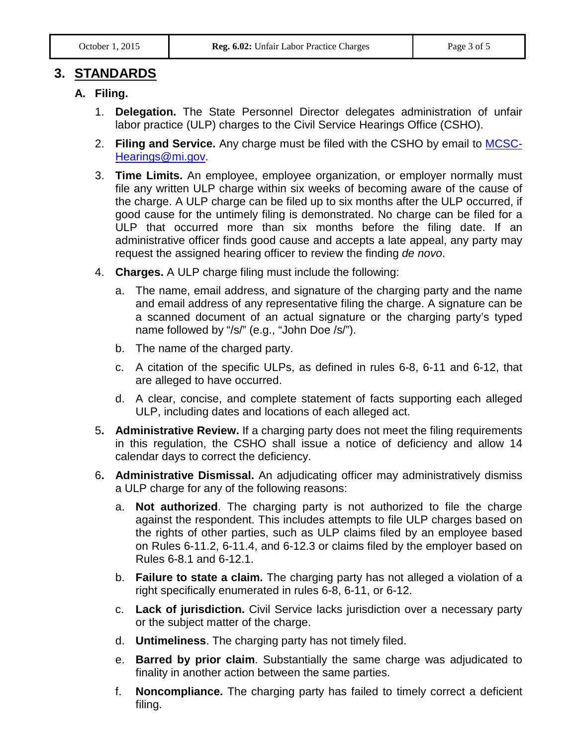## 3. STANDARDS

### A. Filing.

1. **Delegation.** The State Personnel Director delegates administration of unfair labor practice (ULP) charges to the Civil Service Hearings Office (CSHO).

2. **Filing and Service.** Any charge must be filed with the CSHO by email to MCSC-Hearings@mi.gov.

3. **Time Limits.** An employee, employee organization, or employer normally must file any written ULP charge within six weeks of becoming aware of the cause of the charge. A ULP charge can be filed up to six months after the ULP occurred, if good cause for the untimely filing is demonstrated. No charge can be filed for a ULP that occurred more than six months before the filing date. If an administrative officer finds good cause and accepts a late appeal, any party may request the assigned hearing officer to review the finding *de novo*.

4. **Charges.** A ULP charge filing must include the following:

   a. The name, email address, and signature of the charging party and the name and email address of any representative filing the charge. A signature can be a scanned document of an actual signature or the charging party's typed name followed by "/s/" (e.g., "John Doe /s/").

   b. The name of the charged party.

   c. A citation of the specific ULPs, as defined in rules 6-8, 6-11 and 6-12, that are alleged to have occurred.

   d. A clear, concise, and complete statement of facts supporting each alleged ULP, including dates and locations of each alleged act.

5. **Administrative Review.** If a charging party does not meet the filing requirements in this regulation, the CSHO shall issue a notice of deficiency and allow 14 calendar days to correct the deficiency.

6. **Administrative Dismissal.** An adjudicating officer may administratively dismiss a ULP charge for any of the following reasons:

   a. **Not authorized**. The charging party is not authorized to file the charge against the respondent. This includes attempts to file ULP charges based on the rights of other parties, such as ULP claims filed by an employee based on Rules 6-11.2, 6-11.4, and 6-12.3 or claims filed by the employer based on Rules 6-8.1 and 6-12.1.

   b. **Failure to state a claim.** The charging party has not alleged a violation of a right specifically enumerated in rules 6-8, 6-11, or 6-12.

   c. **Lack of jurisdiction.** Civil Service lacks jurisdiction over a necessary party or the subject matter of the charge.

   d. **Untimeliness**. The charging party has not timely filed.

   e. **Barred by prior claim**. Substantially the same charge was adjudicated to finality in another action between the same parties.

   f. **Noncompliance.** The charging party has failed to timely correct a deficient filing.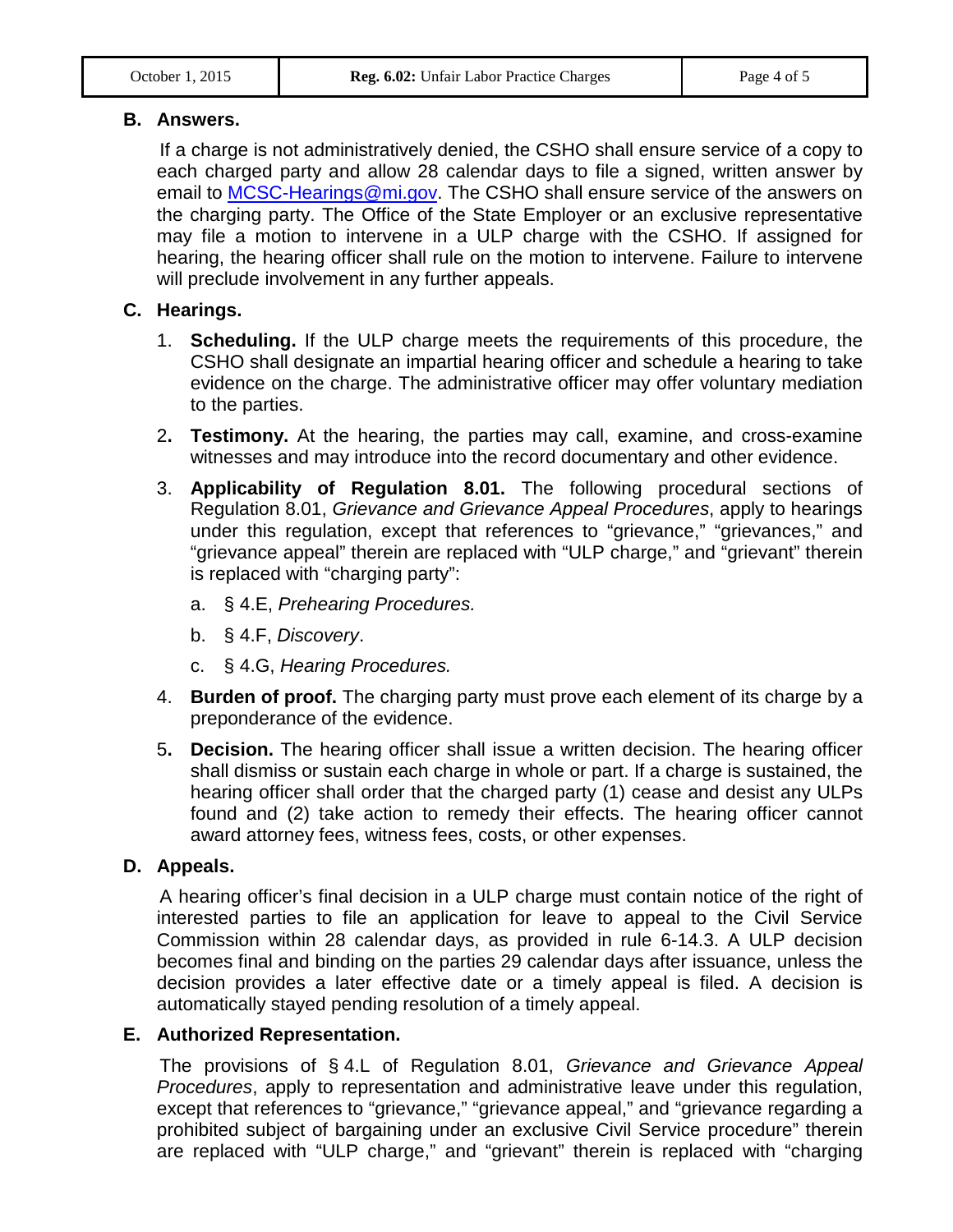### B. Answers.

If a charge is not administratively denied, the CSHO shall ensure service of a copy to each charged party and allow 28 calendar days to file a signed, written answer by email to MCSC-Hearings@mi.gov. The CSHO shall ensure service of the answers on the charging party. The Office of the State Employer or an exclusive representative may file a motion to intervene in a ULP charge with the CSHO. If assigned for hearing, the hearing officer shall rule on the motion to intervene. Failure to intervene will preclude involvement in any further appeals.

### C. Hearings.

1. **Scheduling.** If the ULP charge meets the requirements of this procedure, the CSHO shall designate an impartial hearing officer and schedule a hearing to take evidence on the charge. The administrative officer may offer voluntary mediation to the parties.
2. **Testimony.** At the hearing, the parties may call, examine, and cross-examine witnesses and may introduce into the record documentary and other evidence.
3. **Applicability of Regulation 8.01.** The following procedural sections of Regulation 8.01, *Grievance and Grievance Appeal Procedures*, apply to hearings under this regulation, except that references to "grievance," "grievances," and "grievance appeal" therein are replaced with "ULP charge," and "grievant" therein is replaced with "charging party":
   a. § 4.E, *Prehearing Procedures.*
   b. § 4.F, *Discovery*.
   c. § 4.G, *Hearing Procedures.*
4. **Burden of proof.** The charging party must prove each element of its charge by a preponderance of the evidence.
5. **Decision.** The hearing officer shall issue a written decision. The hearing officer shall dismiss or sustain each charge in whole or part. If a charge is sustained, the hearing officer shall order that the charged party (1) cease and desist any ULPs found and (2) take action to remedy their effects. The hearing officer cannot award attorney fees, witness fees, costs, or other expenses.

### D. Appeals.

A hearing officer's final decision in a ULP charge must contain notice of the right of interested parties to file an application for leave to appeal to the Civil Service Commission within 28 calendar days, as provided in rule 6-14.3. A ULP decision becomes final and binding on the parties 29 calendar days after issuance, unless the decision provides a later effective date or a timely appeal is filed. A decision is automatically stayed pending resolution of a timely appeal.

### E. Authorized Representation.

The provisions of § 4.L of Regulation 8.01, *Grievance and Grievance Appeal Procedures*, apply to representation and administrative leave under this regulation, except that references to "grievance," "grievance appeal," and "grievance regarding a prohibited subject of bargaining under an exclusive Civil Service procedure" therein are replaced with "ULP charge," and "grievant" therein is replaced with "charging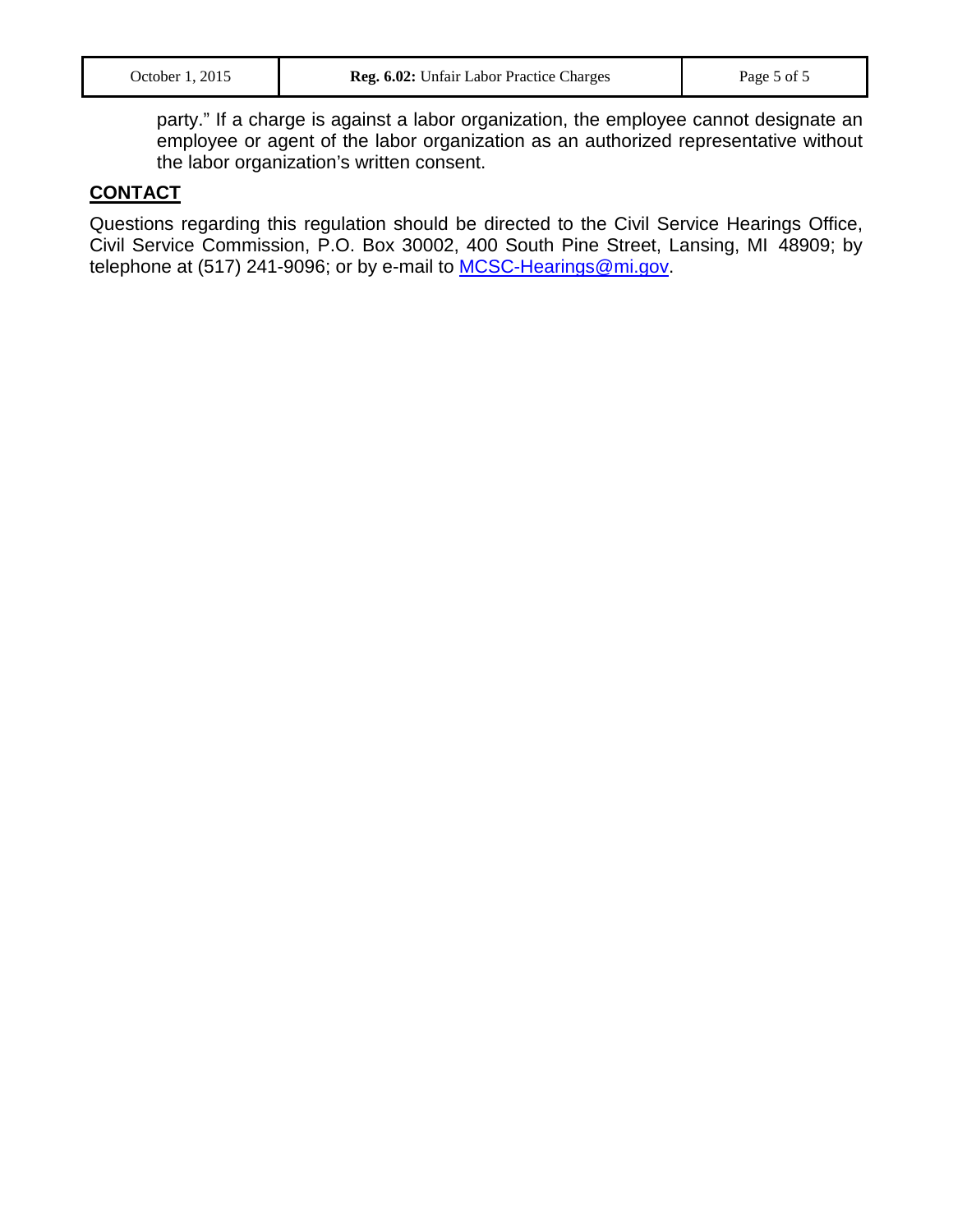party." If a charge is against a labor organization, the employee cannot designate an employee or agent of the labor organization as an authorized representative without the labor organization's written consent.

## CONTACT

Questions regarding this regulation should be directed to the Civil Service Hearings Office, Civil Service Commission, P.O. Box 30002, 400 South Pine Street, Lansing, MI 48909; by telephone at (517) 241-9096; or by e-mail to MCSC-Hearings@mi.gov.